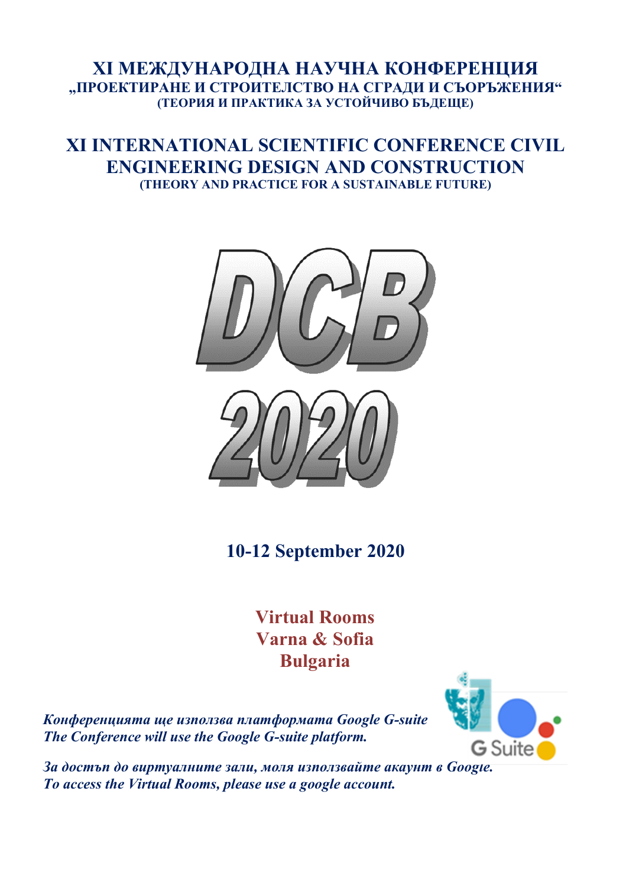# XI МЕЖДУНАРОДНА НАУЧНА КОНФЕРЕНЦИЯ
## „ПРОЕКТИРАНЕ И СТРОИТЕЛСТВО НА СГРАДИ И СЪОРЪЖЕНИЯ“
### (ТЕОРИЯ И ПРАКТИКА ЗА УСТОЙЧИВО БЪДЕЩЕ)

# XI INTERNATIONAL SCIENTIFIC CONFERENCE CIVIL ENGINEERING DESIGN AND CONSTRUCTION
### (THEORY AND PRACTICE FOR A SUSTAINABLE FUTURE)

# DCB 2020

**10-12 September 2020**

**Virtual Rooms**
**Varna & Sofia**
**Bulgaria**

***Конференцията ще използва платформата Google G-suite***
***The Conference will use the Google G-suite platform.***

***За достъп до виртуалните зали, моля използвайте акаунт в Google.***
***To access the Virtual Rooms, please use a google account.***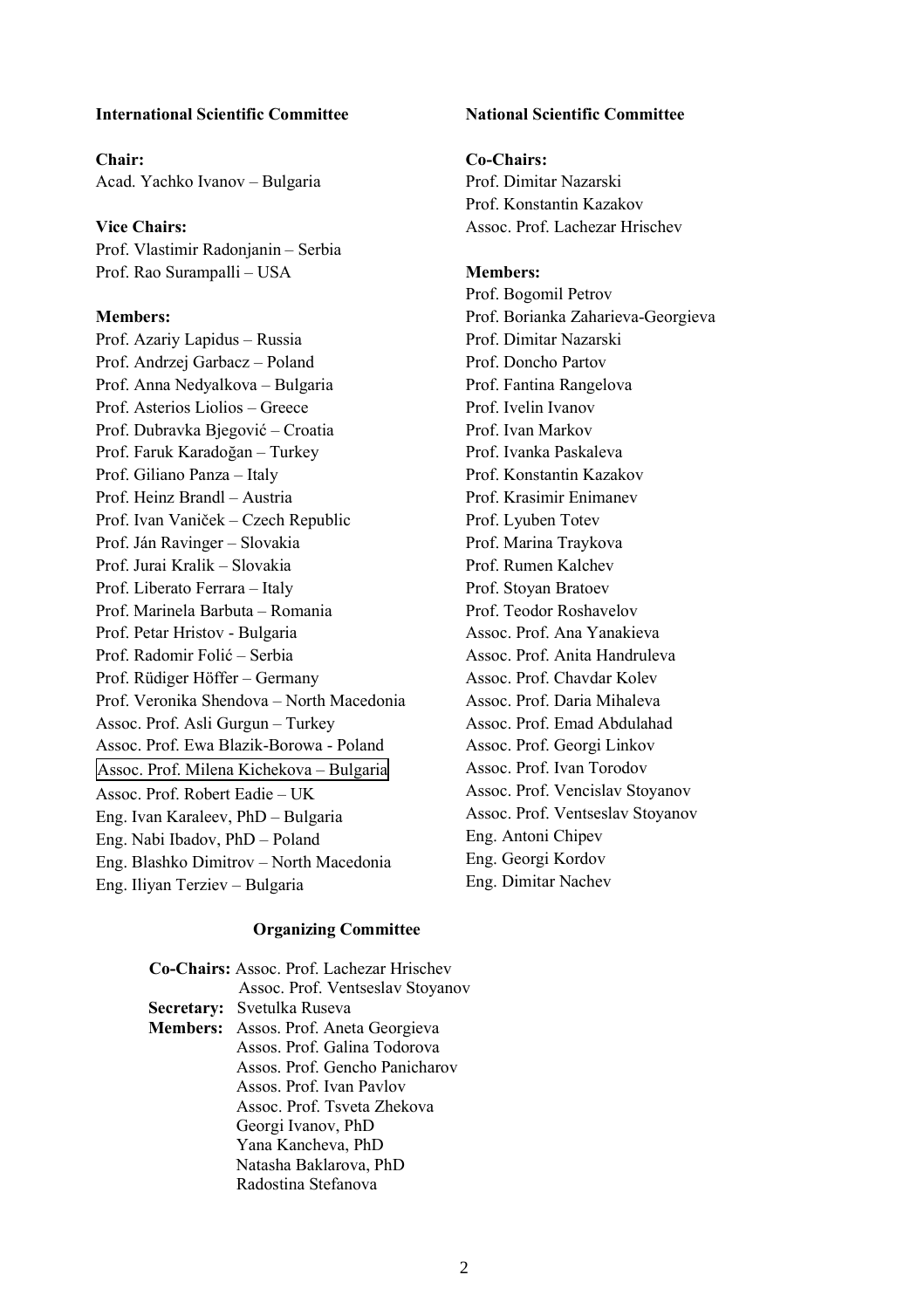## International Scientific Committee

**Chair:**
Acad. Yachko Ivanov – Bulgaria

**Vice Chairs:**
Prof. Vlastimir Radonjanin – Serbia
Prof. Rao Surampalli – USA

**Members:**
Prof. Azariy Lapidus – Russia
Prof. Andrzej Garbacz – Poland
Prof. Anna Nedyalkova – Bulgaria
Prof. Asterios Liolios – Greece
Prof. Dubravka Bjegović – Croatia
Prof. Faruk Karadoğan – Turkey
Prof. Giliano Panza – Italy
Prof. Heinz Brandl – Austria
Prof. Ivan Vaniček – Czech Republic
Prof. Ján Ravinger – Slovakia
Prof. Jurai Kralik – Slovakia
Prof. Liberato Ferrara – Italy
Prof. Marinela Barbuta – Romania
Prof. Petar Hristov - Bulgaria
Prof. Radomir Folić – Serbia
Prof. Rüdiger Höffer – Germany
Prof. Veronika Shendova – North Macedonia
Assoc. Prof. Asli Gurgun – Turkey
Assoc. Prof. Ewa Blazik-Borowa - Poland
Assoc. Prof. Milena Kichekova – Bulgaria
Assoc. Prof. Robert Eadie – UK
Eng. Ivan Karaleev, PhD – Bulgaria
Eng. Nabi Ibadov, PhD – Poland
Eng. Blashko Dimitrov – North Macedonia
Eng. Iliyan Terziev – Bulgaria

## National Scientific Committee

**Co-Chairs:**
Prof. Dimitar Nazarski
Prof. Konstantin Kazakov
Assoc. Prof. Lachezar Hrischev

**Members:**
Prof. Bogomil Petrov
Prof. Borianka Zaharieva-Georgieva
Prof. Dimitar Nazarski
Prof. Doncho Partov
Prof. Fantina Rangelova
Prof. Ivelin Ivanov
Prof. Ivan Markov
Prof. Ivanka Paskaleva
Prof. Konstantin Kazakov
Prof. Krasimir Enimanev
Prof. Lyuben Totev
Prof. Marina Traykova
Prof. Rumen Kalchev
Prof. Stoyan Bratoev
Prof. Teodor Roshavelov
Assoc. Prof. Ana Yanakieva
Assoc. Prof. Anita Handruleva
Assoc. Prof. Chavdar Kolev
Assoc. Prof. Daria Mihaleva
Assoc. Prof. Emad Abdulahad
Assoc. Prof. Georgi Linkov
Assoc. Prof. Ivan Torodov
Assoc. Prof. Vencislav Stoyanov
Assoc. Prof. Ventseslav Stoyanov
Eng. Antoni Chipev
Eng. Georgi Kordov
Eng. Dimitar Nachev

## Organizing Committee

**Co-Chairs:** Assoc. Prof. Lachezar Hrischev
Assoc. Prof. Ventseslav Stoyanov
**Secretary:** Svetulka Ruseva
**Members:** Assos. Prof. Aneta Georgieva
Assos. Prof. Galina Todorova
Assos. Prof. Gencho Panicharov
Assos. Prof. Ivan Pavlov
Assoc. Prof. Tsveta Zhekova
Georgi Ivanov, PhD
Yana Kancheva, PhD
Natasha Baklarova, PhD
Radostina Stefanova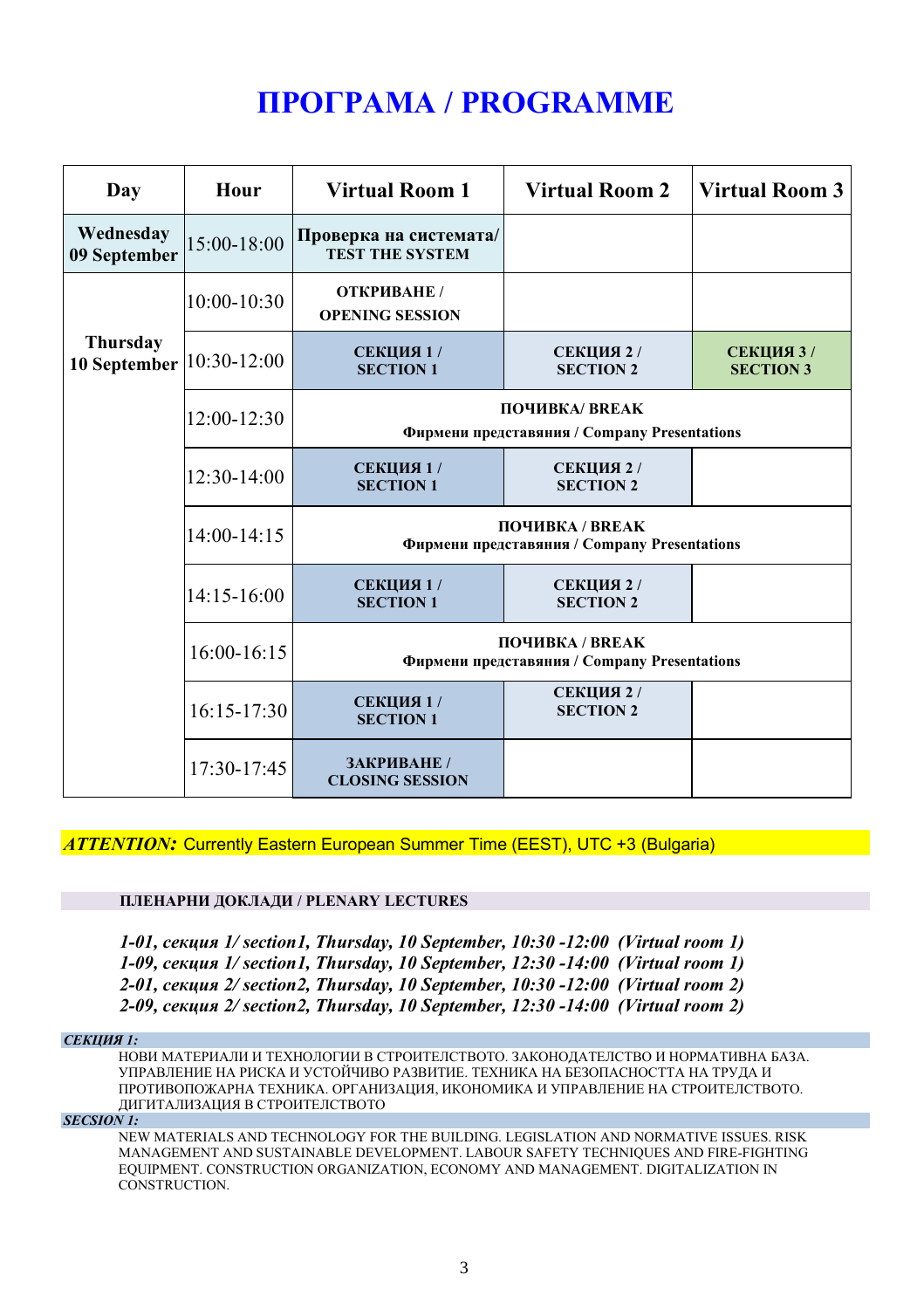# ПРОГРАМА / PROGRAMME

| Day | Hour | Virtual Room 1 | Virtual Room 2 | Virtual Room 3 |
|---|---|---|---|---|
| Wednesday 09 September | 15:00-18:00 | Проверка на системата/ TEST THE SYSTEM | | |
| Thursday 10 September | 10:00-10:30 | ОТКРИВАНЕ / OPENING SESSION | | |
| | 10:30-12:00 | СЕКЦИЯ 1 / SECTION 1 | СЕКЦИЯ 2 / SECTION 2 | СЕКЦИЯ 3 / SECTION 3 |
| | 12:00-12:30 | ПОЧИВКА/ BREAK Фирмени представяния / Company Presentations | | |
| | 12:30-14:00 | СЕКЦИЯ 1 / SECTION 1 | СЕКЦИЯ 2 / SECTION 2 | |
| | 14:00-14:15 | ПОЧИВКА / BREAK Фирмени представяния / Company Presentations | | |
| | 14:15-16:00 | СЕКЦИЯ 1 / SECTION 1 | СЕКЦИЯ 2 / SECTION 2 | |
| | 16:00-16:15 | ПОЧИВКА / BREAK Фирмени представяния / Company Presentations | | |
| | 16:15-17:30 | СЕКЦИЯ 1 / SECTION 1 | СЕКЦИЯ 2 / SECTION 2 | |
| | 17:30-17:45 | ЗАКРИВАНЕ / CLOSING SESSION | | |

***ATTENTION:*** Currently Eastern European Summer Time (EEST), UTC +3 (Bulgaria)

**ПЛЕНАРНИ ДОКЛАДИ / PLENARY LECTURES**

***1-01, секция 1/ section1, Thursday, 10 September, 10:30 -12:00 (Virtual room 1)***
***1-09, секция 1/ section1, Thursday, 10 September, 12:30 -14:00 (Virtual room 1)***
***2-01, секция 2/ section2, Thursday, 10 September, 10:30 -12:00 (Virtual room 2)***
***2-09, секция 2/ section2, Thursday, 10 September, 12:30 -14:00 (Virtual room 2)***

***СЕКЦИЯ 1:***

НОВИ МАТЕРИАЛИ И ТЕХНОЛОГИИ В СТРОИТЕЛСТВОТО. ЗАКОНОДАТЕЛСТВО И НОРМАТИВНА БАЗА. УПРАВЛЕНИЕ НА РИСКА И УСТОЙЧИВО РАЗВИТИЕ. ТЕХНИКА НА БЕЗОПАСНОСТТА НА ТРУДА И ПРОТИВОПОЖАРНА ТЕХНИКА. ОРГАНИЗАЦИЯ, ИКОНОМИКА И УПРАВЛЕНИЕ НА СТРОИТЕЛСТВОТО. ДИГИТАЛИЗАЦИЯ В СТРОИТЕЛСТВОТО

***SECSION 1:***

NEW MATERIALS AND TECHNOLOGY FOR THE BUILDING. LEGISLATION AND NORMATIVE ISSUES. RISK MANAGEMENT AND SUSTAINABLE DEVELOPMENT. LABOUR SAFETY TECHNIQUES AND FIRE-FIGHTING EQUIPMENT. CONSTRUCTION ORGANIZATION, ECONOMY AND MANAGEMENT. DIGITALIZATION IN CONSTRUCTION.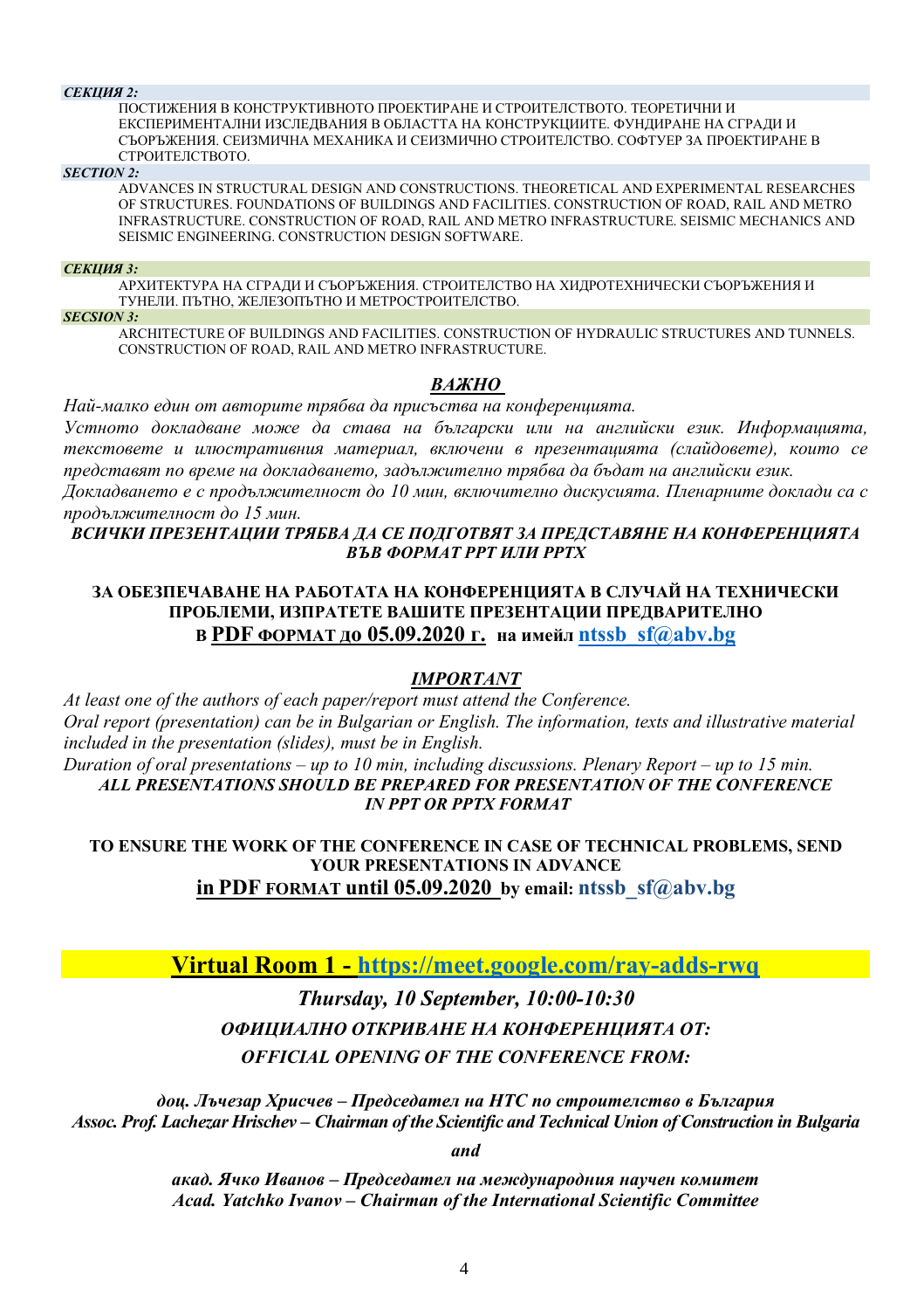***СЕКЦИЯ 2:***

ПОСТИЖЕНИЯ В КОНСТРУКТИВНОТО ПРОЕКТИРАНЕ И СТРОИТЕЛСТВОТО. ТЕОРЕТИЧНИ И ЕКСПЕРИМЕНТАЛНИ ИЗСЛЕДВАНИЯ В ОБЛАСТТА НА КОНСТРУКЦИИТЕ. ФУНДИРАНЕ НА СГРАДИ И СЪОРЪЖЕНИЯ. СЕИЗМИЧНА МЕХАНИКА И СЕИЗМИЧНО СТРОИТЕЛСТВО. СОФТУЕР ЗА ПРОЕКТИРАНЕ В СТРОИТЕЛСТВОТО.

***SECTION 2:***

ADVANCES IN STRUCTURAL DESIGN AND CONSTRUCTIONS. THEORETICAL AND EXPERIMENTAL RESEARCHES OF STRUCTURES. FOUNDATIONS OF BUILDINGS AND FACILITIES. CONSTRUCTION OF ROAD, RAIL AND METRO INFRASTRUCTURE. CONSTRUCTION OF ROAD, RAIL AND METRO INFRASTRUCTURE. SEISMIC MECHANICS AND SEISMIC ENGINEERING. CONSTRUCTION DESIGN SOFTWARE.

***СЕКЦИЯ 3:***

АРХИТЕКТУРА НА СГРАДИ И СЪОРЪЖЕНИЯ. СТРОИТЕЛСТВО НА ХИДРОТЕХНИЧЕСКИ СЪОРЪЖЕНИЯ И ТУНЕЛИ. ПЪТНО, ЖЕЛЕЗОПЪТНО И МЕТРОСТРОИТЕЛСТВО.

***SECSION 3:***

ARCHITECTURE OF BUILDINGS AND FACILITIES. CONSTRUCTION OF HYDRAULIC STRUCTURES AND TUNNELS. CONSTRUCTION OF ROAD, RAIL AND METRO INFRASTRUCTURE.

## ***ВАЖНО***

*Най-малко един от авторите трябва да присъства на конференцията.*

*Устното докладване може да става на български или на английски език. Информацията, текстовете и илюстративния материал, включени в презентацията (слайдовете), които се представят по време на докладването, задължително трябва да бъдат на английски език.*

*Докладването е с продължителност до 10 мин, включително дискусията. Пленарните доклади са с продължителност до 15 мин.*

***ВСИЧКИ ПРЕЗЕНТАЦИИ ТРЯБВА ДА СЕ ПОДГОТВЯТ ЗА ПРЕДСТАВЯНЕ НА КОНФЕРЕНЦИЯТА ВЪВ ФОРМАТ PPT ИЛИ PPTX***

**ЗА ОБЕЗПЕЧАВАНЕ НА РАБОТАТА НА КОНФЕРЕНЦИЯТА В СЛУЧАЙ НА ТЕХНИЧЕСКИ ПРОБЛЕМИ, ИЗПРАТЕТЕ ВАШИТЕ ПРЕЗЕНТАЦИИ ПРЕДВАРИТЕЛНО В PDF ФОРМАТ до 05.09.2020 г. на имейл ntssb_sf@abv.bg**

## ***IMPORTANT***

*At least one of the authors of each paper/report must attend the Conference.*

*Oral report (presentation) can be in Bulgarian or English. The information, texts and illustrative material included in the presentation (slides), must be in English.*

*Duration of oral presentations – up to 10 min, including discussions. Plenary Report – up to 15 min.*

***ALL PRESENTATIONS SHOULD BE PREPARED FOR PRESENTATION OF THE CONFERENCE IN PPT OR PPTX FORMAT***

**TO ENSURE THE WORK OF THE CONFERENCE IN CASE OF TECHNICAL PROBLEMS, SEND YOUR PRESENTATIONS IN ADVANCE in PDF FORMAT until 05.09.2020 by email: ntssb_sf@abv.bg**

## **Virtual Room 1 - https://meet.google.com/ray-adds-rwq**

***Thursday, 10 September, 10:00-10:30***

***ОФИЦИАЛНО ОТКРИВАНЕ НА КОНФЕРЕНЦИЯТА ОТ:***

***OFFICIAL OPENING OF THE CONFERENCE FROM:***

***доц. Лъчезар Хрисчев – Председател на НТС по строителство в България***
***Assoc. Prof. Lachezar Hrischev – Chairman of the Scientific and Technical Union of Construction in Bulgaria***

***and***

***акад. Ячко Иванов – Председател на международния научен комитет***
***Acad. Yatchko Ivanov – Chairman of the International Scientific Committee***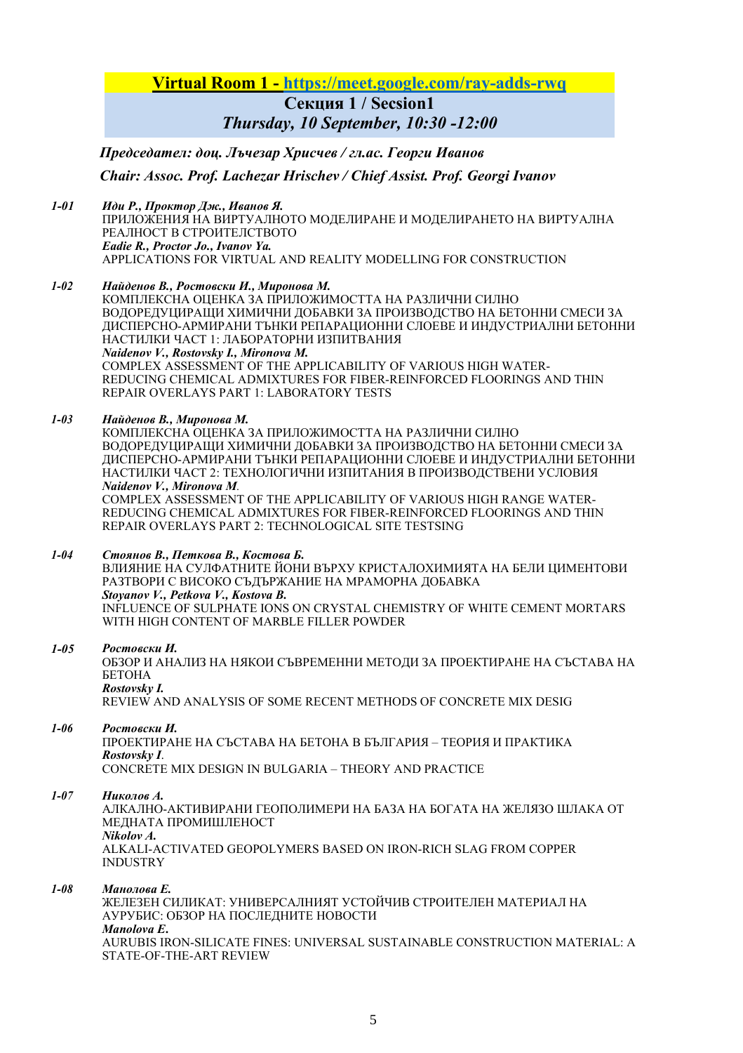**Virtual Room 1 - https://meet.google.com/ray-adds-rwq**

**Секция 1 / Secsion1**

***Thursday, 10 September, 10:30 -12:00***

***Председател: доц. Лъчезар Хрисчев / гл.ас. Георги Иванов***

***Chair: Assoc. Prof. Lachezar Hrischev / Chief Assist. Prof. Georgi Ivanov***

***1-01*** ***Иди Р., Проктор Дж., Иванов Я.***
ПРИЛОЖЕНИЯ НА ВИРТУАЛНОТО МОДЕЛИРАНЕ И МОДЕЛИРАНЕТО НА ВИРТУАЛНА РЕАЛНОСТ В СТРОИТЕЛСТВОТО
***Eadie R., Proctor Jo., Ivanov Ya.***
APPLICATIONS FOR VIRTUAL AND REALITY MODELLING FOR CONSTRUCTION

***1-02*** ***Найденов В., Ростовски И., Миронова М.***
КОМПЛЕКСНА ОЦЕНКА ЗА ПРИЛОЖИМОСТТА НА РАЗЛИЧНИ СИЛНО ВОДОРЕДУЦИРАЩИ ХИМИЧНИ ДОБАВКИ ЗА ПРОИЗВОДСТВО НА БЕТОННИ СМЕСИ ЗА ДИСПЕРСНО-АРМИРАНИ ТЪНКИ РЕПАРАЦИОННИ СЛОЕВЕ И ИНДУСТРИАЛНИ БЕТОННИ НАСТИЛКИ ЧАСТ 1: ЛАБОРАТОРНИ ИЗПИТВАНИЯ
***Naidenov V., Rostovsky I., Mironova M.***
COMPLEX ASSESSMENT OF THE APPLICABILITY OF VARIOUS HIGH WATER-REDUCING CHEMICAL ADMIXTURES FOR FIBER-REINFORCED FLOORINGS AND THIN REPAIR OVERLAYS PART 1: LABORATORY TESTS

***1-03*** ***Найденов В., Миронова М.***
КОМПЛЕКСНА ОЦЕНКА ЗА ПРИЛОЖИМОСТТА НА РАЗЛИЧНИ СИЛНО ВОДОРЕДУЦИРАЩИ ХИМИЧНИ ДОБАВКИ ЗА ПРОИЗВОДСТВО НА БЕТОННИ СМЕСИ ЗА ДИСПЕРСНО-АРМИРАНИ ТЪНКИ РЕПАРАЦИОННИ СЛОЕВЕ И ИНДУСТРИАЛНИ БЕТОННИ НАСТИЛКИ ЧАСТ 2: ТЕХНОЛОГИЧНИ ИЗПИТАНИЯ В ПРОИЗВОДСТВЕНИ УСЛОВИЯ
***Naidenov V., Mironova M.***
COMPLEX ASSESSMENT OF THE APPLICABILITY OF VARIOUS HIGH RANGE WATER-REDUCING CHEMICAL ADMIXTURES FOR FIBER-REINFORCED FLOORINGS AND THIN REPAIR OVERLAYS PART 2: TECHNOLOGICAL SITE TESTSING

***1-04*** ***Стоянов В., Петкова В., Костова Б.***
ВЛИЯНИЕ НА СУЛФАТНИТЕ ЙОНИ ВЪРХУ КРИСТАЛОХИМИЯТА НА БЕЛИ ЦИМЕНТОВИ РАЗТВОРИ С ВИСОКО СЪДЪРЖАНИЕ НА МРАМОРНА ДОБАВКА
***Stoyanov V., Petkova V., Kostova B.***
INFLUENCE OF SULPHATE IONS ON CRYSTAL CHEMISTRY OF WHITE CEMENT MORTARS WITH HIGH CONTENT OF MARBLE FILLER POWDER

***1-05*** ***Ростовски И.***
ОБЗОР И АНАЛИЗ НА НЯКОИ СЪВРЕМЕННИ МЕТОДИ ЗА ПРОЕКТИРАНЕ НА СЪСТАВА НА БЕТОНА
***Rostovsky I.***
REVIEW AND ANALYSIS OF SOME RECENT METHODS OF CONCRETE MIX DESIG

***1-06*** ***Ростовски И.***
ПРОЕКТИРАНЕ НА СЪСТАВА НА БЕТОНА В БЪЛГАРИЯ – ТЕОРИЯ И ПРАКТИКА
***Rostovsky I.***
CONCRETE MIX DESIGN IN BULGARIA – THEORY AND PRACTICE

***1-07*** ***Николов А.***
АЛКАЛНО-АКТИВИРАНИ ГЕОПОЛИМЕРИ НА БАЗА НА БОГАТА НА ЖЕЛЯЗО ШЛАКА ОТ МЕДНАТА ПРОМИШЛЕНОСТ
***Nikolov A.***
ALKALI-ACTIVATED GEOPOLYMERS BASED ON IRON-RICH SLAG FROM COPPER INDUSTRY

***1-08*** ***Манолова Е.***
ЖЕЛЕЗЕН СИЛИКАТ: УНИВЕРСАЛНИЯТ УСТОЙЧИВ СТРОИТЕЛЕН МАТЕРИАЛ НА АУРУБИС: ОБЗОР НА ПОСЛЕДНИТЕ НОВОСТИ
***Manolova E.***
AURUBIS IRON-SILICATE FINES: UNIVERSAL SUSTAINABLE CONSTRUCTION MATERIAL: A STATE-OF-THE-ART REVIEW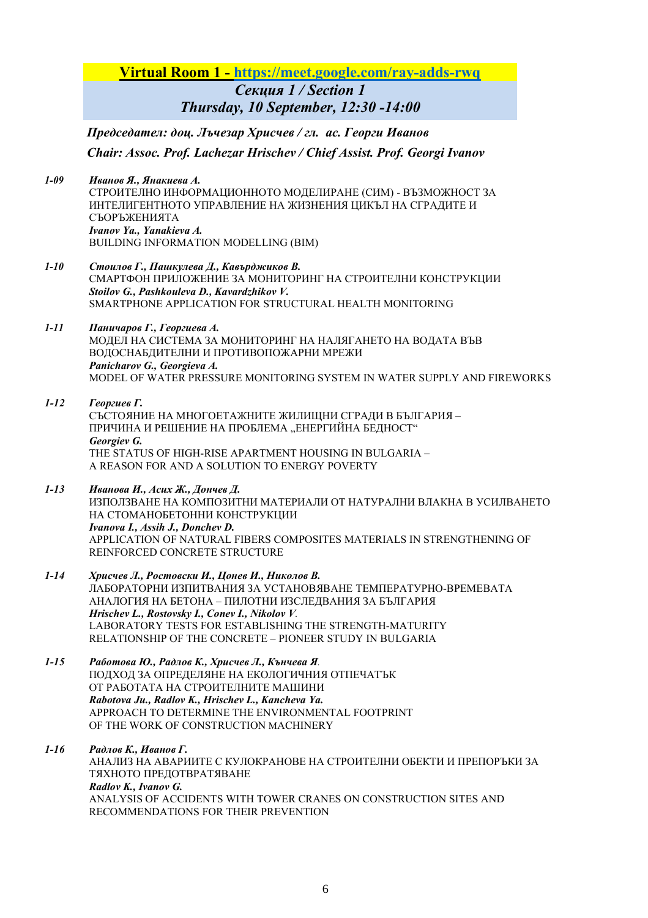**Virtual Room 1 - [https://meet.google.com/ray-adds-rwq](https://meet.google.com/ray-adds-rwq)**

***Секция 1 / Section 1***

***Thursday, 10 September, 12:30 -14:00***

***Председател: доц. Лъчезар Хрисчев / гл. ас. Георги Иванов***

***Chair: Assoc. Prof. Lachezar Hrischev / Chief Assist. Prof. Georgi Ivanov***

***1-09*** ***Иванов Я., Янакиева А.***
СТРОИТЕЛНО ИНФОРМАЦИОННОТО МОДЕЛИРАНЕ (СИМ) - ВЪЗМОЖНОСТ ЗА ИНТЕЛИГЕНТНОТО УПРАВЛЕНИЕ НА ЖИЗНЕНИЯ ЦИКЪЛ НА СГРАДИТЕ И СЪОРЪЖЕНИЯТА
***Ivanov Ya., Yanakieva A.***
BUILDING INFORMATION MODELLING (BIM)

***1-10*** ***Стоилов Г., Пашкулева Д., Кавърджиков В.***
СМАРТФОН ПРИЛОЖЕНИЕ ЗА МОНИТОРИНГ НА СТРОИТЕЛНИ КОНСТРУКЦИИ
***Stoilov G., Pashkouleva D., Kavardzhikov V.***
SMARTPHONE APPLICATION FOR STRUCTURAL HEALTH MONITORING

***1-11*** ***Паничаров Г., Георгиева А.***
МОДЕЛ НА СИСТЕМА ЗА МОНИТОРИНГ НА НАЛЯГАНЕТО НА ВОДАТА ВЪВ ВОДОСНАБДИТЕЛНИ И ПРОТИВОПОЖАРНИ МРЕЖИ
***Panicharov G., Georgieva A.***
MODEL OF WATER PRESSURE MONITORING SYSTEM IN WATER SUPPLY AND FIREWORKS

***1-12*** ***Георгиев Г.***
СЪСТОЯНИЕ НА МНОГОЕТАЖНИТЕ ЖИЛИЩНИ СГРАДИ В БЪЛГАРИЯ – ПРИЧИНА И РЕШЕНИЕ НА ПРОБЛЕМА „ЕНЕРГИЙНА БЕДНОСТ“
***Georgiev G.***
THE STATUS OF HIGH-RISE APARTMENT HOUSING IN BULGARIA – A REASON FOR AND A SOLUTION TO ENERGY POVERTY

***1-13*** ***Иванова И., Асих Ж., Дончев Д.***
ИЗПОЛЗВАНЕ НА КОМПОЗИТНИ МАТЕРИАЛИ ОТ НАТУРАЛНИ ВЛАКНА В УСИЛВАНЕТО НА СТОМАНОБЕТОННИ КОНСТРУКЦИИ
***Ivanova I., Assih J., Donchev D.***
APPLICATION OF NATURAL FIBERS COMPOSITES MATERIALS IN STRENGTHENING OF REINFORCED CONCRETE STRUCTURE

***1-14*** ***Хрисчев Л., Ростовски И., Цонев И., Николов В.***
ЛАБОРАТОРНИ ИЗПИТВАНИЯ ЗА УСТАНОВЯВАНЕ ТЕМПЕРАТУРНО-ВРЕМЕВАТА АНАЛОГИЯ НА БЕТОНА – ПИЛОТНИ ИЗСЛЕДВАНИЯ ЗА БЪЛГАРИЯ
***Hrischev L., Rostovsky I., Conev I., Nikolov V.***
LABORATORY TESTS FOR ESTABLISHING THE STRENGTH-MATURITY RELATIONSHIP OF THE CONCRETE – PIONEER STUDY IN BULGARIA

***1-15*** ***Работова Ю., Радлов К., Хрисчев Л., Кънчева Я.***
ПОДХОД ЗА ОПРЕДЕЛЯНЕ НА ЕКОЛОГИЧНИЯ ОТПЕЧАТЪК ОТ РАБОТАТА НА СТРОИТЕЛНИТЕ МАШИНИ
***Rabotova Ju., Radlov K., Hrischev L., Kancheva Ya.***
APPROACH TO DETERMINE THE ENVIRONMENTAL FOOTPRINT OF THE WORK OF CONSTRUCTION MACHINERY

***1-16*** ***Радлов К., Иванов Г.***
АНАЛИЗ НА АВАРИИТЕ С КУЛОКРАНОВЕ НА СТРОИТЕЛНИ ОБЕКТИ И ПРЕПОРЪКИ ЗА ТЯХНОТО ПРЕДОТВРАТЯВАНЕ
***Radlov K., Ivanov G.***
ANALYSIS OF ACCIDENTS WITH TOWER CRANES ON CONSTRUCTION SITES AND RECOMMENDATIONS FOR THEIR PREVENTION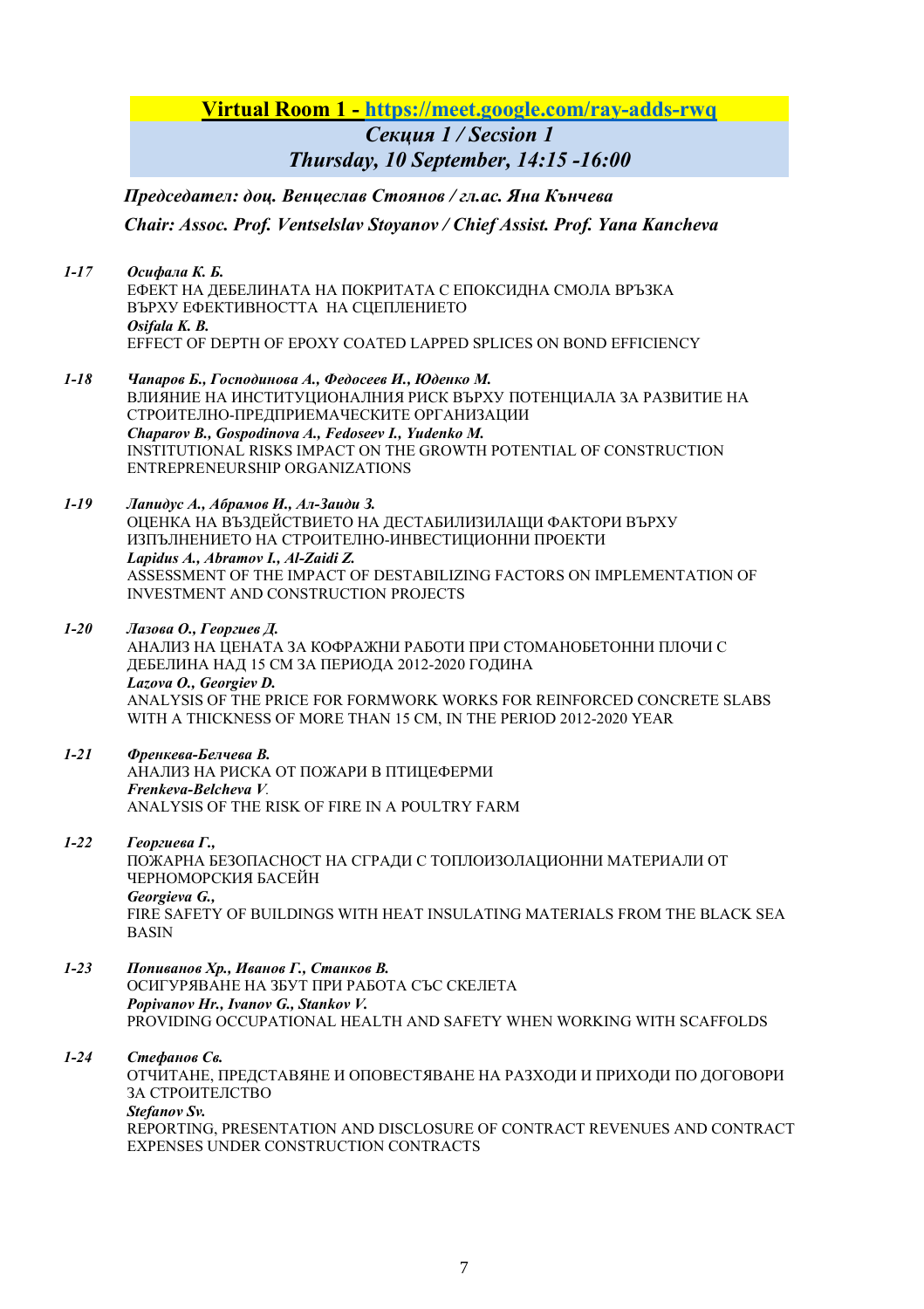**Virtual Room 1 - [https://meet.google.com/ray-adds-rwq](https://meet.google.com/ray-adds-rwq)**

***Секция 1 / Sesion 1***

***Thursday, 10 September, 14:15 -16:00***

***Председател: доц. Венцеслав Стоянов / гл.ас. Яна Кънчева***

***Chair: Assoc. Prof. Ventselslav Stoyanov / Chief Assist. Prof. Yana Kancheva***

***1-17*** ***Осифала К. Б.***
ЕФЕКТ НА ДЕБЕЛИНАТА НА ПОКРИТАТА С ЕПОКСИДНА СМОЛА ВРЪЗКА ВЪРХУ ЕФЕКТИВНОСТТА НА СЦЕПЛЕНИЕТО
***Osifala K. B.***
EFFECT OF DEPTH OF EPOXY COATED LAPPED SPLICES ON BOND EFFICIENCY

***1-18*** ***Чапаров Б., Господинова А., Федосеев И., Юденко М.***
ВЛИЯНИЕ НА ИНСТИТУЦИОНАЛНИЯ РИСК ВЪРХУ ПОТЕНЦИАЛА ЗА РАЗВИТИЕ НА СТРОИТЕЛНО-ПРЕДПРИЕМАЧЕСКИТЕ ОРГАНИЗАЦИИ
***Chaparov B., Gospodinova A., Fedoseev I., Yudenko M.***
INSTITUTIONAL RISKS IMPACT ON THE GROWTH POTENTIAL OF CONSTRUCTION ENTREPRENEURSHIP ORGANIZATIONS

***1-19*** ***Лапидус А., Абрамов И., Ал-Заиди З.***
ОЦЕНКА НА ВЪЗДЕЙСТВИЕТО НА ДЕСТАБИЛИЗИЗИЛАЩИ ФАКТОРИ ВЪРХУ ИЗПЪЛНЕНИЕТО НА СТРОИТЕЛНО-ИНВЕСТИЦИОННИ ПРОЕКТИ
***Lapidus A., Abramov I., Al-Zaidi Z.***
ASSESSMENT OF THE IMPACT OF DESTABILIZING FACTORS ON IMPLEMENTATION OF INVESTMENT AND CONSTRUCTION PROJECTS

***1-20*** ***Лазова О., Георгиев Д.***
АНАЛИЗ НА ЦЕНАТА ЗА КОФРАЖНИ РАБОТИ ПРИ СТОМАНОБЕТОННИ ПЛОЧИ С ДЕБЕЛИНА НАД 15 СМ ЗА ПЕРИОДА 2012-2020 ГОДИНА
***Lazova O., Georgiev D.***
ANALYSIS OF THE PRICE FOR FORMWORK WORKS FOR REINFORCED CONCRETE SLABS WITH A THICKNESS OF MORE THAN 15 CM, IN THE PERIOD 2012-2020 YEAR

***1-21*** ***Френкева-Белчева В.***
АНАЛИЗ НА РИСКА ОТ ПОЖАРИ В ПТИЦЕФЕРМИ
***Frenkeva-Belcheva V.***
ANALYSIS OF THE RISK OF FIRE IN A POULTRY FARM

***1-22*** ***Георгиева Г.,***
ПОЖАРНА БЕЗОПАСНОСТ НА СГРАДИ С ТОПЛОИЗОЛАЦИОННИ МАТЕРИАЛИ ОТ ЧЕРНОМОРСКИЯ БАСЕЙН
***Georgieva G.,***
FIRE SAFETY OF BUILDINGS WITH HEAT INSULATING MATERIALS FROM THE BLACK SEA BASIN

***1-23*** ***Попиванов Хр., Иванов Г., Станков В.***
ОСИГУРЯВАНЕ НА ЗБУТ ПРИ РАБОТА СЪС СКЕЛЕТА
***Popivanov Hr., Ivanov G., Stankov V.***
PROVIDING OCCUPATIONAL HEALTH AND SAFETY WHEN WORKING WITH SCAFFOLDS

***1-24*** ***Стефанов Св.***
ОТЧИТАНЕ, ПРЕДСТАВЯНЕ И ОПОВЕСТЯВАНЕ НА РАЗХОДИ И ПРИХОДИ ПО ДОГОВОРИ ЗА СТРОИТЕЛСТВО
***Stefanov Sv.***
REPORTING, PRESENTATION AND DISCLOSURE OF CONTRACT REVENUES AND CONTRACT EXPENSES UNDER CONSTRUCTION CONTRACTS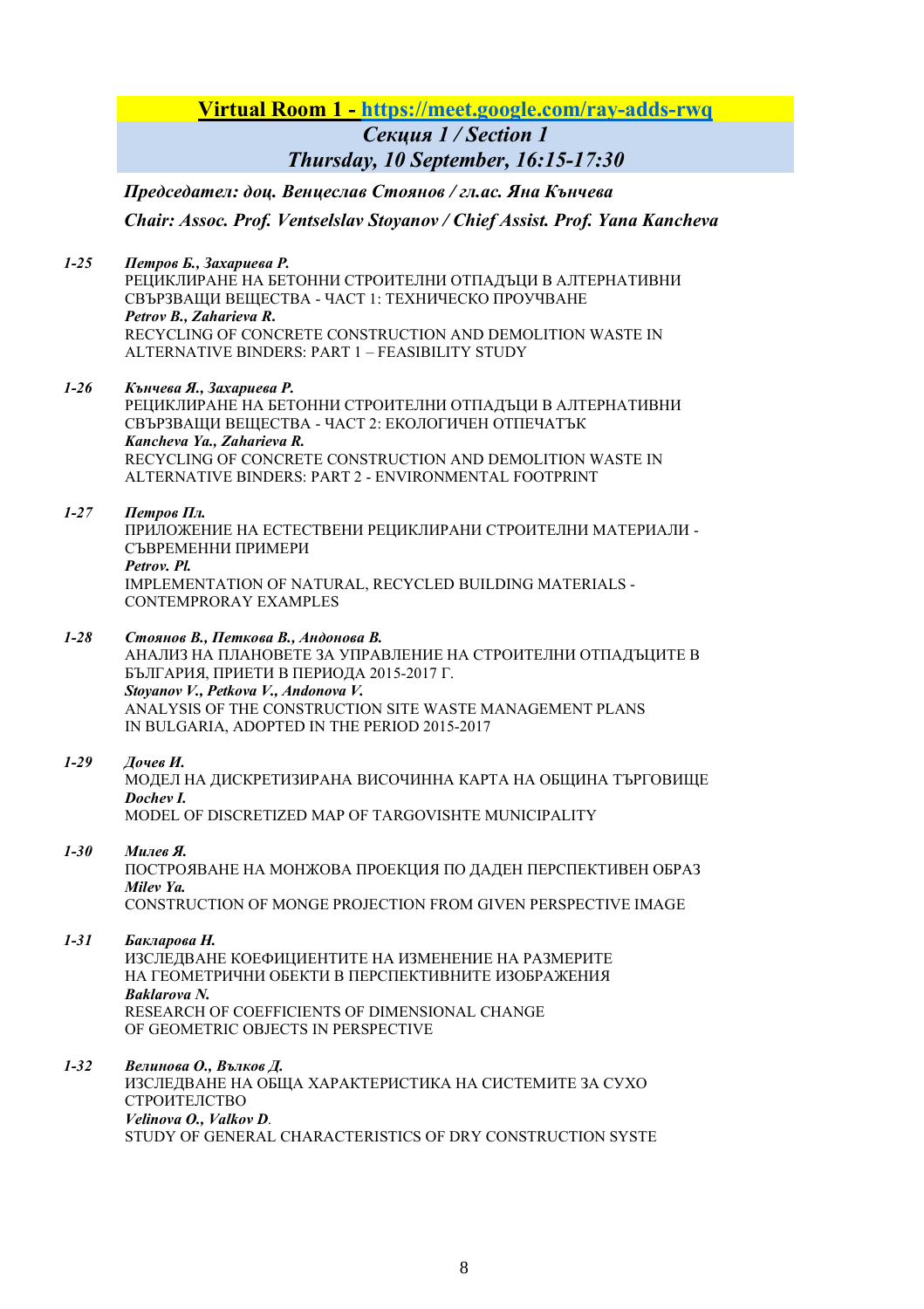## **Virtual Room 1 - https://meet.google.com/ray-adds-rwq**

### ***Секция 1 / Section 1***

### ***Thursday, 10 September, 16:15-17:30***

***Председател: доц. Венцеслав Стоянов / гл.ас. Яна Кънчева***

***Chair: Assoc. Prof. Ventselslav Stoyanov / Chief Assist. Prof. Yana Kancheva***

***1-25*** ***Петров Б., Захариева Р.***
РЕЦИКЛИРАНЕ НА БЕТОННИ СТРОИТЕЛНИ ОТПАДЪЦИ В АЛТЕРНАТИВНИ СВЪРЗВАЩИ ВЕЩЕСТВА - ЧАСТ 1: ТЕХНИЧЕСКО ПРОУЧВАНЕ
***Petrov B., Zaharieva R.***
RECYCLING OF CONCRETE CONSTRUCTION AND DEMOLITION WASTE IN ALTERNATIVE BINDERS: PART 1 – FEASIBILITY STUDY

***1-26*** ***Кънчева Я., Захариева Р.***
РЕЦИКЛИРАНЕ НА БЕТОННИ СТРОИТЕЛНИ ОТПАДЪЦИ В АЛТЕРНАТИВНИ СВЪРЗВАЩИ ВЕЩЕСТВА - ЧАСТ 2: ЕКОЛОГИЧЕН ОТПЕЧАТЪК
***Kancheva Ya., Zaharieva R.***
RECYCLING OF CONCRETE CONSTRUCTION AND DEMOLITION WASTE IN ALTERNATIVE BINDERS: PART 2 - ENVIRONMENTAL FOOTPRINT

***1-27*** ***Петров Пл.***
ПРИЛОЖЕНИЕ НА ЕСТЕСТВЕНИ РЕЦИКЛИРАНИ СТРОИТЕЛНИ МАТЕРИАЛИ - СЪВРЕМЕННИ ПРИМЕРИ
***Petrov. Pl.***
IMPLEMENTATION OF NATURAL, RECYCLED BUILDING MATERIALS - CONTEMPRORAY EXAMPLES

***1-28*** ***Стоянов В., Петкова В., Андонова В.***
АНАЛИЗ НА ПЛАНОВЕТЕ ЗА УПРАВЛЕНИЕ НА СТРОИТЕЛНИ ОТПАДЪЦИТЕ В БЪЛГАРИЯ, ПРИЕТИ В ПЕРИОДА 2015-2017 Г.
***Stoyanov V., Petkova V., Andonova V.***
ANALYSIS OF THE CONSTRUCTION SITE WASTE MANAGEMENT PLANS IN BULGARIA, ADOPTED IN THE PERIOD 2015-2017

***1-29*** ***Дочев И.***
МОДЕЛ НА ДИСКРЕТИЗИРАНА ВИСОЧИННА КАРТА НА ОБЩИНА ТЪРГОВИЩЕ
***Dochev I.***
MODEL OF DISCRETIZED MAP OF TARGOVISHTE MUNICIPALITY

***1-30*** ***Милев Я.***
ПОСТРОЯВАНЕ НА МОНЖОВА ПРОЕКЦИЯ ПО ДАДЕН ПЕРСПЕКТИВЕН ОБРАЗ
***Milev Ya.***
CONSTRUCTION OF MONGE PROJECTION FROM GIVEN PERSPECTIVE IMAGE

***1-31*** ***Бакларова Н.***
ИЗСЛЕДВАНЕ КОЕФИЦИЕНТИТЕ НА ИЗМЕНЕНИЕ НА РАЗМЕРИТЕ НА ГЕОМЕТРИЧНИ ОБЕКТИ В ПЕРСПЕКТИВНИТЕ ИЗОБРАЖЕНИЯ
***Baklarova N.***
RESEARCH OF COEFFICIENTS OF DIMENSIONAL CHANGE OF GEOMETRIC OBJECTS IN PERSPECTIVE

***1-32*** ***Велинова О., Вълков Д.***
ИЗСЛЕДВАНЕ НА ОБЩА ХАРАКТЕРИСТИКА НА СИСТЕМИТЕ ЗА СУХО СТРОИТЕЛСТВО
***Velinova O., Valkov D***.
STUDY OF GENERAL CHARACTERISTICS OF DRY CONSTRUCTION SYSTE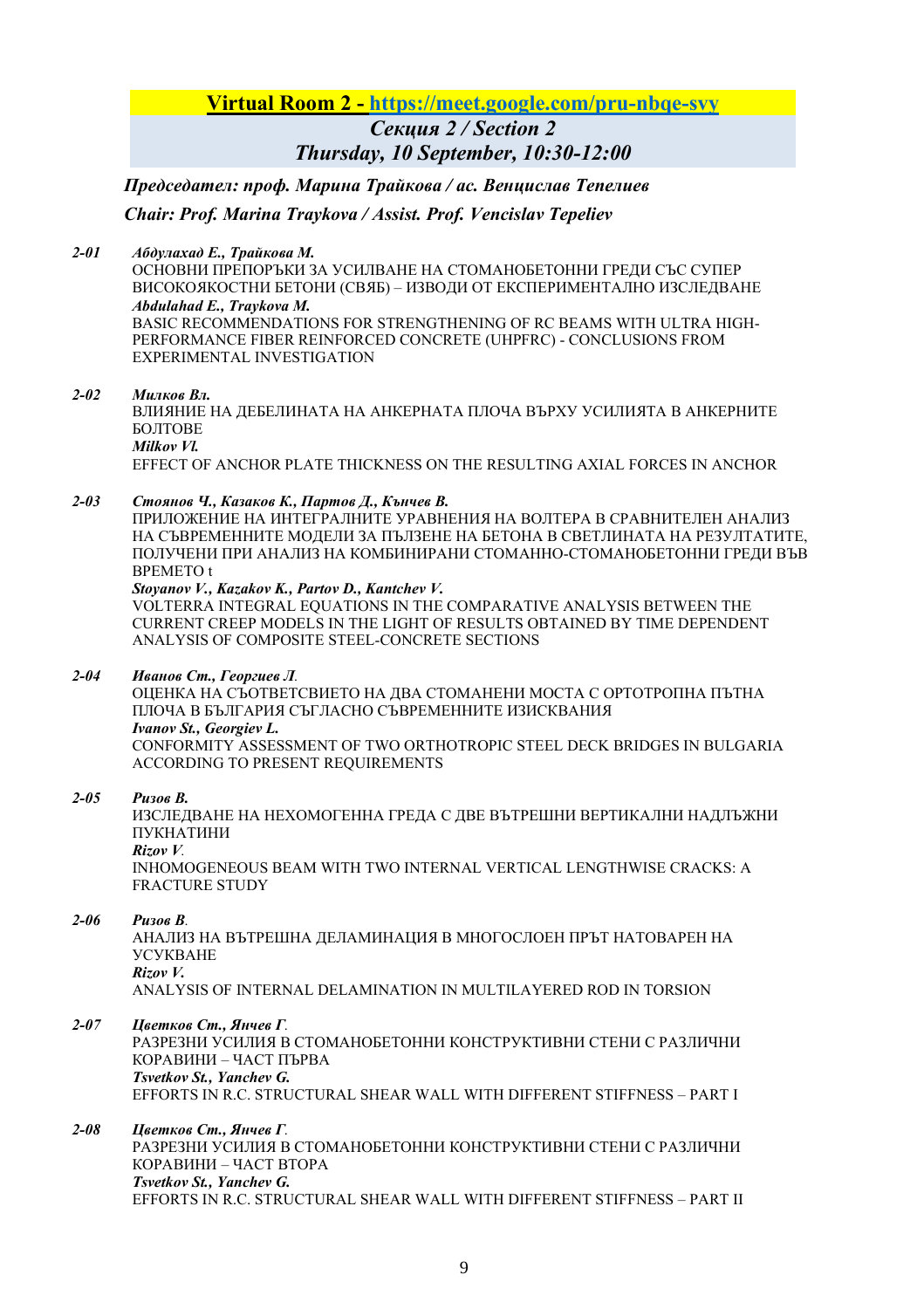**Virtual Room 2 - https://meet.google.com/pru-nbqe-svy**

***Секция 2 / Section 2***

***Thursday, 10 September, 10:30-12:00***

***Председател: проф. Марина Трайкова / ас. Венцислав Тепелиев***

***Chair: Prof. Marina Traykova / Assist. Prof. Vencislav Tepeliev***

***2-01*** ***Абдулахад Е., Трайкова М.***
ОСНОВНИ ПРЕПОРЪКИ ЗА УСИЛВАНЕ НА СТОМАНОБЕТОННИ ГРЕДИ СЪС СУПЕР ВИСОКОЯКОСТНИ БЕТОНИ (СВЯБ) – ИЗВОДИ ОТ ЕКСПЕРИМЕНТАЛНО ИЗСЛЕДВАНЕ
***Abdulahad E., Traykova M.***
BASIC RECOMMENDATIONS FOR STRENGTHENING OF RC BEAMS WITH ULTRA HIGH-PERFORMANCE FIBER REINFORCED CONCRETE (UHPFRC) - CONCLUSIONS FROM EXPERIMENTAL INVESTIGATION

***2-02*** ***Милков Вл.***
ВЛИЯНИЕ НА ДЕБЕЛИНАТА НА АНКЕРНАТА ПЛОЧА ВЪРХУ УСИЛИЯТА В АНКЕРНИТЕ БОЛТОВЕ
***Milkov Vl.***
EFFECT OF ANCHOR PLATE THICKNESS ON THE RESULTING AXIAL FORCES IN ANCHOR

***2-03*** ***Стоянов Ч., Казаков К., Партов Д., Кънчев В.***
ПРИЛОЖЕНИЕ НА ИНТЕГРАЛНИТЕ УРАВНЕНИЯ НА ВОЛТЕРА В СРАВНИТЕЛЕН АНАЛИЗ НА СЪВРЕМЕННИТЕ МОДЕЛИ ЗА ПЪЛЗЕНЕ НА БЕТОНА В СВЕТЛИНАТА НА РЕЗУЛТАТИТЕ, ПОЛУЧЕНИ ПРИ АНАЛИЗ НА КОМБИНИРАНИ СТОМАННО-СТОМАНОБЕТОННИ ГРЕДИ ВЪВ ВРЕМЕТО t
***Stoyanov V., Kazakov K., Partov D., Kantchev V.***
VOLTERRA INTEGRAL EQUATIONS IN THE COMPARATIVE ANALYSIS BETWEEN THE CURRENT CREEP MODELS IN THE LIGHT OF RESULTS OBTAINED BY TIME DEPENDENT ANALYSIS OF COMPOSITE STEEL-CONCRETE SECTIONS

***2-04*** ***Иванов Ст., Георгиев Л.***
ОЦЕНКА НА СЪОТВЕТСВИЕТО НА ДВА СТОМАНЕНИ МОСТА С ОРТОТРОПНА ПЪТНА ПЛОЧА В БЪЛГАРИЯ СЪГЛАСНО СЪВРЕМЕННИТЕ ИЗИСКВАНИЯ
***Ivanov St., Georgiev L.***
CONFORMITY ASSESSMENT OF TWO ORTHOTROPIC STEEL DECK BRIDGES IN BULGARIA ACCORDING TO PRESENT REQUIREMENTS

***2-05*** ***Ризов В.***
ИЗСЛЕДВАНЕ НА НЕХОМОГЕННА ГРЕДА С ДВЕ ВЪТРЕШНИ ВЕРТИКАЛНИ НАДЛЪЖНИ ПУКНАТИНИ
***Rizov V.***
INHOMOGENEOUS BEAM WITH TWO INTERNAL VERTICAL LENGTHWISE CRACKS: A FRACTURE STUDY

***2-06*** ***Ризов В.***
АНАЛИЗ НА ВЪТРЕШНА ДЕЛАМИНАЦИЯ В МНОГОСЛОЕН ПРЪТ НАТОВАРЕН НА УСУКВАНЕ
***Rizov V.***
ANALYSIS OF INTERNAL DELAMINATION IN MULTILAYERED ROD IN TORSION

***2-07*** ***Цветков Ст., Янчев Г.***
РАЗРЕЗНИ УСИЛИЯ В СТОМАНОБЕТОННИ КОНСТРУКТИВНИ СТЕНИ С РАЗЛИЧНИ КОРАВИНИ – ЧАСТ ПЪРВА
***Tsvetkov St., Yanchev G.***
EFFORTS IN R.C. STRUCTURAL SHEAR WALL WITH DIFFERENT STIFFNESS – PART I

***2-08*** ***Цветков Ст., Янчев Г.***
РАЗРЕЗНИ УСИЛИЯ В СТОМАНОБЕТОННИ КОНСТРУКТИВНИ СТЕНИ С РАЗЛИЧНИ КОРАВИНИ – ЧАСТ ВТОРА
***Tsvetkov St., Yanchev G.***
EFFORTS IN R.C. STRUCTURAL SHEAR WALL WITH DIFFERENT STIFFNESS – PART II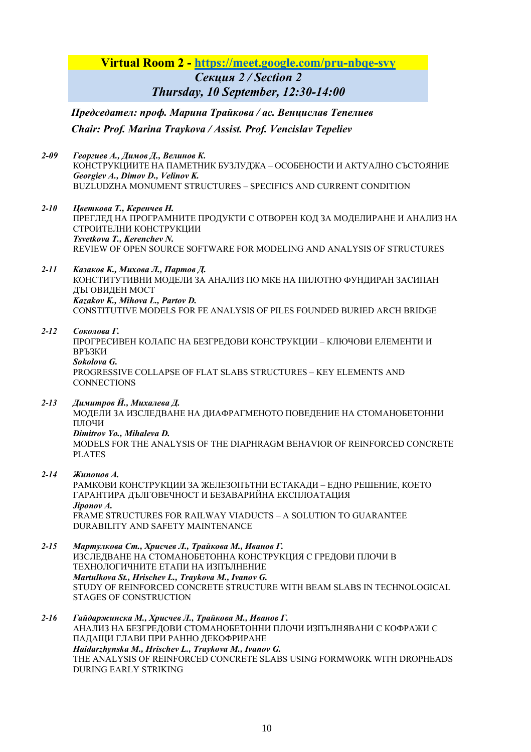## Virtual Room 2 - https://meet.google.com/pru-nbqe-svy

### *Секция 2 / Section 2*

### *Thursday, 10 September, 12:30-14:00*

***Председател: проф. Марина Трайкова / ас. Венцислав Тепелиев***

***Chair: Prof. Marina Traykova / Assist. Prof. Vencislav Tepeliev***

***2-09*** ***Георгиев А., Димов Д., Велинов К.***
КОНСТРУКЦИИТЕ НА ПАМЕТНИК БУЗЛУДЖА – ОСОБЕНОСТИ И АКТУАЛНО СЪСТОЯНИЕ
***Georgiev A., Dimov D., Velinov K.***
BUZLUDZHA MONUMENT STRUCTURES – SPECIFICS AND CURRENT CONDITION

***2-10*** ***Цветкова Т., Керенчев Н.***
ПРЕГЛЕД НА ПРОГРАМНИТЕ ПРОДУКТИ С ОТВОРЕН КОД ЗА МОДЕЛИРАНЕ И АНАЛИЗ НА СТРОИТЕЛНИ КОНСТРУКЦИИ
***Tsvetkova T., Kerenchev N.***
REVIEW OF OPEN SOURCE SOFTWARE FOR MODELING AND ANALYSIS OF STRUCTURES

***2-11*** ***Казаков К., Михова Л., Партов Д.***
КОНСТИТУТИВНИ МОДЕЛИ ЗА АНАЛИЗ ПО МКЕ НА ПИЛОТНО ФУНДИРАН ЗАСИПАН ДЪГОВИДЕН МОСТ
***Kazakov K., Mihova L., Partov D.***
CONSTITUTIVE MODELS FOR FE ANALYSIS OF PILES FOUNDED BURIED ARCH BRIDGE

***2-12*** ***Соколова Г.***
ПРОГРЕСИВЕН КОЛАПС НА БЕЗГРЕДОВИ КОНСТРУКЦИИ – КЛЮЧОВИ ЕЛЕМЕНТИ И ВРЪЗКИ
***Sokolova G.***
PROGRESSIVE COLLAPSE OF FLAT SLABS STRUCTURES – KEY ELEMENTS AND CONNECTIONS

***2-13*** ***Димитров Й., Михалева Д.***
МОДЕЛИ ЗА ИЗСЛЕДВАНЕ НА ДИАФРАГМЕНОТО ПОВЕДЕНИЕ НА СТОМАНОБЕТОННИ ПЛОЧИ
***Dimitrov Yo., Mihaleva D.***
MODELS FOR THE ANALYSIS OF THE DIAPHRAGM BEHAVIOR OF REINFORCED CONCRETE PLATES

***2-14*** ***Жипонов А.***
РАМКОВИ КОНСТРУКЦИИ ЗА ЖЕЛЕЗОПЪТНИ ЕСТАКАДИ – ЕДНО РЕШЕНИЕ, КОЕТО ГАРАНТИРА ДЪЛГОВЕЧНОСТ И БЕЗАВАРИЙНА ЕКСПЛОАТАЦИЯ
***Jiponov A.***
FRAME STRUCTURES FOR RAILWAY VIADUCTS – A SOLUTION TO GUARANTEE DURABILITY AND SAFETY MAINTENANCE

***2-15*** ***Мартулкова Ст., Хрисчев Л., Трайкова М., Иванов Г.***
ИЗСЛЕДВАНЕ НА СТОМАНОБЕТОННА КОНСТРУКЦИЯ С ГРЕДОВИ ПЛОЧИ В ТЕХНОЛОГИЧНИТЕ ЕТАПИ НА ИЗПЪЛНЕНИЕ
***Martulkova St., Hrischev L., Traykova M., Ivanov G.***
STUDY OF REINFORCED CONCRETE STRUCTURE WITH BEAM SLABS IN TECHNOLOGICAL STAGES OF CONSTRUCTION

***2-16*** ***Гайдаржинска М., Хрисчев Л., Трайкова М., Иванов Г.***
АНАЛИЗ НА БЕЗГРЕДОВИ СТОМАНОБЕТОННИ ПЛОЧИ ИЗПЪЛНЯВАНИ С КОФРАЖИ С ПАДАЩИ ГЛАВИ ПРИ РАННО ДЕКОФРИРАНЕ
***Haidarzhynska M., Hrischev L., Traykova M., Ivanov G.***
THE ANALYSIS OF REINFORCED CONCRETE SLABS USING FORMWORK WITH DROPHEADS DURING EARLY STRIKING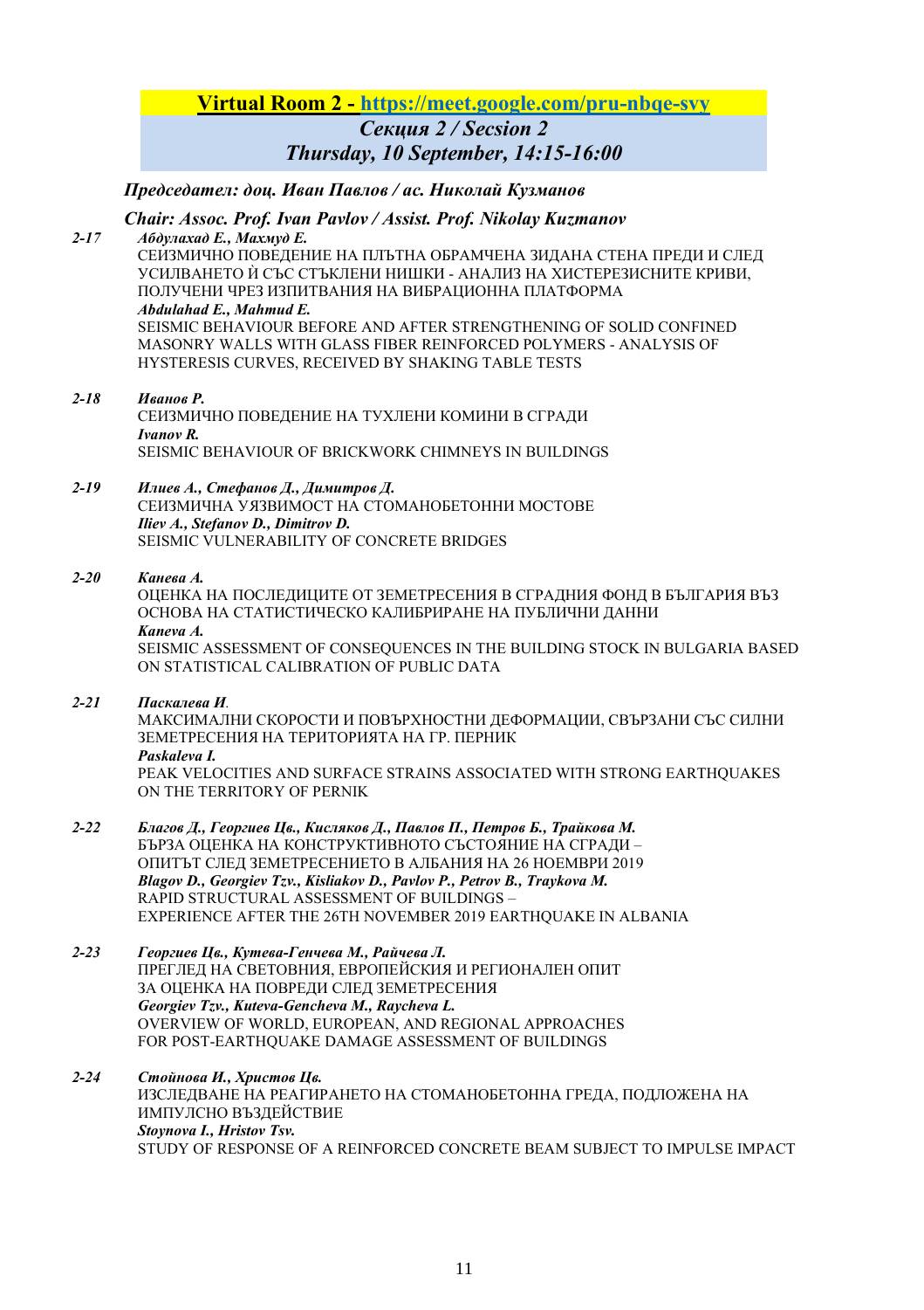**Virtual Room 2 - https://meet.google.com/pru-nbqe-svy**

***Секция 2 / Sesion 2***

***Thursday, 10 September, 14:15-16:00***

***Председател: доц. Иван Павлов / ас. Николай Кузманов***

***Chair: Assoc. Prof. Ivan Pavlov / Assist. Prof. Nikolay Kuzmanov***

***2-17*** ***Абдулахад Е., Махмуд Е.***
СЕИЗМИЧНО ПОВЕДЕНИЕ НА ПЛЪТНА ОБРАМЧЕНА ЗИДАНА СТЕНА ПРЕДИ И СЛЕД УСИЛВАНЕТО Й СЪС СТЪКЛЕНИ НИШКИ - АНАЛИЗ НА ХИСТЕРЕЗИСНИТЕ КРИВИ, ПОЛУЧЕНИ ЧРЕЗ ИЗПИТВАНИЯ НА ВИБРАЦИОННА ПЛАТФОРМА
***Abdulahad E., Mahmud E.***
SEISMIC BEHAVIOUR BEFORE AND AFTER STRENGTHENING OF SOLID CONFINED MASONRY WALLS WITH GLASS FIBER REINFORCED POLYMERS - ANALYSIS OF HYSTERESIS CURVES, RECEIVED BY SHAKING TABLE TESTS

***2-18*** ***Иванов Р.***
СЕИЗМИЧНО ПОВЕДЕНИЕ НА ТУХЛЕНИ КОМИНИ В СГРАДИ
***Ivanov R.***
SEISMIC BEHAVIOUR OF BRICKWORK CHIMNEYS IN BUILDINGS

***2-19*** ***Илиев А., Стефанов Д., Димитров Д.***
СЕИЗМИЧНА УЯЗВИМОСТ НА СТОМАНОБЕТОННИ МОСТОВЕ
***Iliev A., Stefanov D., Dimitrov D.***
SEISMIC VULNERABILITY OF CONCRETE BRIDGES

***2-20*** ***Канева А.***
ОЦЕНКА НА ПОСЛЕДИЦИТЕ ОТ ЗЕМЕТРЕСЕНИЯ В СГРАДНИЯ ФОНД В БЪЛГАРИЯ ВЪЗ ОСНОВА НА СТАТИСТИЧЕСКО КАЛИБРИРАНЕ НА ПУБЛИЧНИ ДАННИ
***Kaneva A.***
SEISMIC ASSESSMENT OF CONSEQUENCES IN THE BUILDING STOCK IN BULGARIA BASED ON STATISTICAL CALIBRATION OF PUBLIC DATA

***2-21*** ***Паскалева И.***
МАКСИМАЛНИ СКОРОСТИ И ПОВЪРХНОСТНИ ДЕФОРМАЦИИ, СВЪРЗАНИ СЪС СИЛНИ ЗЕМЕТРЕСЕНИЯ НА ТЕРИТОРИЯТА НА ГР. ПЕРНИК
***Paskaleva I.***
PEAK VELOCITIES AND SURFACE STRAINS ASSOCIATED WITH STRONG EARTHQUAKES ON THE TERRITORY OF PERNIK

***2-22*** ***Благов Д., Георгиев Цв., Кисляков Д., Павлов П., Петров Б., Трайкова М.***
БЪРЗА ОЦЕНКА НА КОНСТРУКТИВНОТО СЪСТОЯНИЕ НА СГРАДИ – ОПИТЪТ СЛЕД ЗЕМЕТРЕСЕНИЕТО В АЛБАНИЯ НА 26 НОЕМВРИ 2019
***Blagov D., Georgiev Tzv., Kisliakov D., Pavlov P., Petrov B., Traykova M.***
RAPID STRUCTURAL ASSESSMENT OF BUILDINGS – EXPERIENCE AFTER THE 26TH NOVEMBER 2019 EARTHQUAKE IN ALBANIA

***2-23*** ***Георгиев Цв., Кутева-Генчева М., Райчева Л.***
ПРЕГЛЕД НА СВЕТОВНИЯ, ЕВРОПЕЙСКИЯ И РЕГИОНАЛЕН ОПИТ ЗА ОЦЕНКА НА ПОВРЕДИ СЛЕД ЗЕМЕТРЕСЕНИЯ
***Georgiev Tzv., Kuteva-Gencheva M., Raycheva L.***
OVERVIEW OF WORLD, EUROPEAN, AND REGIONAL APPROACHES FOR POST-EARTHQUAKE DAMAGE ASSESSMENT OF BUILDINGS

***2-24*** ***Стойнова И., Христов Цв.***
ИЗСЛЕДВАНЕ НА РЕАГИРАНЕТО НА СТОМАНОБЕТОННА ГРЕДА, ПОДЛОЖЕНА НА ИМПУЛСНО ВЪЗДЕЙСТВИЕ
***Stoynova I., Hristov Tsv.***
STUDY OF RESPONSE OF A REINFORCED CONCRETE BEAM SUBJECT TO IMPULSE IMPACT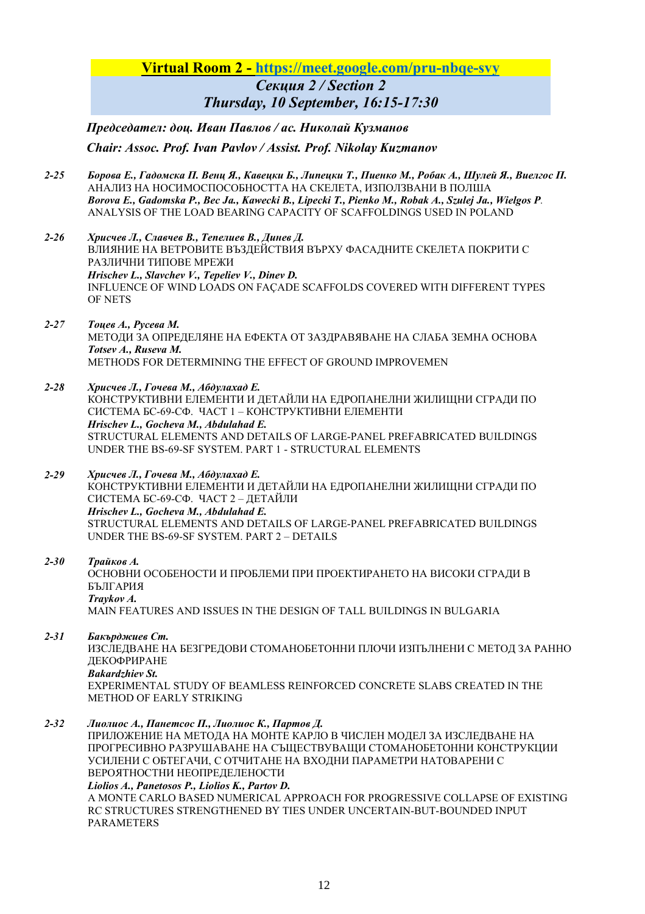## Virtual Room 2 - https://meet.google.com/pru-nbqe-svy

### *Секция 2 / Section 2*
### *Thursday, 10 September, 16:15-17:30*

***Председател: доц. Иван Павлов / ас. Николай Кузманов***

***Chair: Assoc. Prof. Ivan Pavlov / Assist. Prof. Nikolay Kuzmanov***

*2-25* ***Борова Е., Гадомска П. Венц Я., Кавецки Б., Липецки Т., Пиенко М., Робак А., Шулей Я., Виелгос П.***
АНАЛИЗ НА НОСИМОСПОСОБНОСТТА НА СКЕЛЕТА, ИЗПОЛЗВАНИ В ПОЛША
***Borova E., Gadomska P., Bec Ja., Kawecki B., Lipecki T., Pienko M., Robak A., Szulej Ja., Wielgos P.***
ANALYSIS OF THE LOAD BEARING CAPACITY OF SCAFFOLDINGS USED IN POLAND

*2-26* ***Хрисчев Л., Славчев В., Тепелиев В., Динев Д.***
ВЛИЯНИЕ НА ВЕТРОВИТЕ ВЪЗДЕЙСТВИЯ ВЪРХУ ФАСАДНИТЕ СКЕЛЕТА ПОКРИТИ С РАЗЛИЧНИ ТИПОВЕ МРЕЖИ
***Hrischev L., Slavchev V., Tepeliev V., Dinev D.***
INFLUENCE OF WIND LOADS ON FAÇADE SCAFFOLDS COVERED WITH DIFFERENT TYPES OF NETS

*2-27* ***Тоцев А., Русева М.***
МЕТОДИ ЗА ОПРЕДЕЛЯНЕ НА ЕФЕКТА ОТ ЗАЗДРАВЯВАНЕ НА СЛАБА ЗЕМНА ОСНОВА
***Totsev A., Ruseva M.***
METHODS FOR DETERMINING THE EFFECT OF GROUND IMPROVEMEN

*2-28* ***Хрисчев Л., Гочева М., Абдулахад Е.***
КОНСТРУКТИВНИ ЕЛЕМЕНТИ И ДЕТАЙЛИ НА ЕДРОПАНЕЛНИ ЖИЛИЩНИ СГРАДИ ПО СИСТЕМА БС-69-СФ. ЧАСТ 1 – КОНСТРУКТИВНИ ЕЛЕМЕНТИ
***Hrischev L., Gocheva M., Abdulahad E.***
STRUCTURAL ELEMENTS AND DETAILS OF LARGE-PANEL PREFABRICATED BUILDINGS UNDER THE BS-69-SF SYSTEM. PART 1 - STRUCTURAL ELEMENTS

*2-29* ***Хрисчев Л., Гочева М., Абдулахад Е.***
КОНСТРУКТИВНИ ЕЛЕМЕНТИ И ДЕТАЙЛИ НА ЕДРОПАНЕЛНИ ЖИЛИЩНИ СГРАДИ ПО СИСТЕМА БС-69-СФ. ЧАСТ 2 – ДЕТАЙЛИ
***Hrischev L., Gocheva M., Abdulahad E.***
STRUCTURAL ELEMENTS AND DETAILS OF LARGE-PANEL PREFABRICATED BUILDINGS UNDER THE BS-69-SF SYSTEM. PART 2 – DETAILS

*2-30* ***Трайков А.***
ОСНОВНИ ОСОБЕНОСТИ И ПРОБЛЕМИ ПРИ ПРОЕКТИРАНЕТО НА ВИСОКИ СГРАДИ В БЪЛГАРИЯ
***Traykov A.***
MAIN FEATURES AND ISSUES IN THE DESIGN OF TALL BUILDINGS IN BULGARIA

*2-31* ***Бакърджиев Ст.***
ИЗСЛЕДВАНЕ НА БЕЗГРЕДОВИ СТОМАНОБЕТОННИ ПЛОЧИ ИЗПЪЛНЕНИ С МЕТОД ЗА РАННО ДЕКОФРИРАНЕ
***Bakardzhiev St.***
EXPERIMENTAL STUDY OF BEAMLESS REINFORCED CONCRETE SLABS CREATED IN THE METHOD OF EARLY STRIKING

*2-32* ***Лиолиос А., Панетсос П., Лиолиос К., Партов Д.***
ПРИЛОЖЕНИЕ НА МЕТОДА НА МОНТЕ КАРЛО В ЧИСЛЕН МОДЕЛ ЗА ИЗСЛЕДВАНЕ НА ПРОГРЕСИВНО РАЗРУШАВАНЕ НА СЪЩЕСТВУВАЩИ СТОМАНОБЕТОННИ КОНСТРУКЦИИ УСИЛЕНИ С ОБТЕГАЧИ, С ОТЧИТАНЕ НА ВХОДНИ ПАРАМЕТРИ НАТОВАРЕНИ С ВЕРОЯТНОСТНИ НЕОПРЕДЕЛЕНОСТИ
***Liolios A., Panetosos P., Liolios K., Partov D.***
A MONTE CARLO BASED NUMERICAL APPROACH FOR PROGRESSIVE COLLAPSE OF EXISTING RC STRUCTURES STRENGTHENED BY TIES UNDER UNCERTAIN-BUT-BOUNDED INPUT PARAMETERS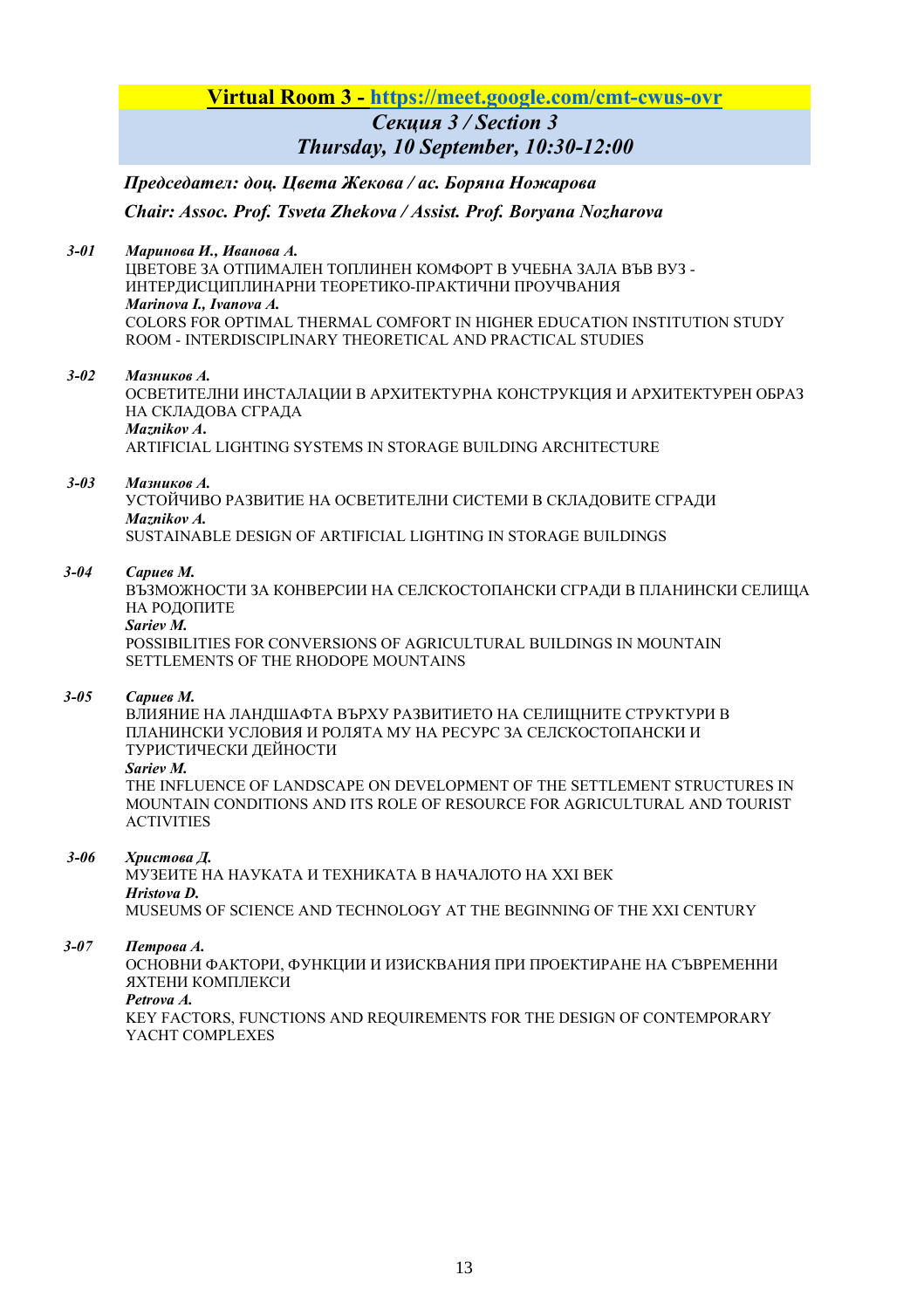**Virtual Room 3 - https://meet.google.com/cmt-cwus-ovr**

***Секция 3 / Section 3***

***Thursday, 10 September, 10:30-12:00***

***Председател: доц. Цвета Жекова / ас. Боряна Ножарова***

***Chair: Assoc. Prof. Tsveta Zhekova / Assist. Prof. Boryana Nozharova***

***3-01*** ***Маринова И., Иванова А.***
ЦВЕТОВЕ ЗА ОТПИМАЛЕН ТОПЛИНЕН КОМФОРТ В УЧЕБНА ЗАЛА ВЪВ ВУЗ - ИНТЕРДИСЦИПЛИНАРНИ ТЕОРЕТИКО-ПРАКТИЧНИ ПРОУЧВАНИЯ
***Marinova I., Ivanova A.***
COLORS FOR OPTIMAL THERMAL COMFORT IN HIGHER EDUCATION INSTITUTION STUDY ROOM - INTERDISCIPLINARY THEORETICAL AND PRACTICAL STUDIES

***3-02*** ***Мазников А.***
ОСВЕТИТЕЛНИ ИНСТАЛАЦИИ В АРХИТЕКТУРНА КОНСТРУКЦИЯ И АРХИТЕКТУРЕН ОБРАЗ НА СКЛАДОВА СГРАДА
***Maznikov A.***
ARTIFICIAL LIGHTING SYSTEMS IN STORAGE BUILDING ARCHITECTURE

***3-03*** ***Мазников А.***
УСТОЙЧИВО РАЗВИТИЕ НА ОСВЕТИТЕЛНИ СИСТЕМИ В СКЛАДОВИТЕ СГРАДИ
***Maznikov A.***
SUSTAINABLE DESIGN OF ARTIFICIAL LIGHTING IN STORAGE BUILDINGS

***3-04*** ***Сариев М.***
ВЪЗМОЖНОСТИ ЗА КОНВЕРСИИ НА СЕЛСКОСТОПАНСКИ СГРАДИ В ПЛАНИНСКИ СЕЛИЩА НА РОДОПИТЕ
***Sariev M.***
POSSIBILITIES FOR CONVERSIONS OF AGRICULTURAL BUILDINGS IN MOUNTAIN SETTLEMENTS OF THE RHODOPE MOUNTAINS

***3-05*** ***Сариев М.***
ВЛИЯНИЕ НА ЛАНДШАФТА ВЪРХУ РАЗВИТИЕТО НА СЕЛИЩНИТЕ СТРУКТУРИ В ПЛАНИНСКИ УСЛОВИЯ И РОЛЯТА МУ НА РЕСУРС ЗА СЕЛСКОСТОПАНСКИ И ТУРИСТИЧЕСКИ ДЕЙНОСТИ
***Sariev M.***
THE INFLUENCE OF LANDSCAPE ON DEVELOPMENT OF THE SETTLEMENT STRUCTURES IN MOUNTAIN CONDITIONS AND ITS ROLE OF RESOURCE FOR AGRICULTURAL AND TOURIST ACTIVITIES

***3-06*** ***Христова Д.***
МУЗЕИТЕ НА НАУКАТА И ТЕХНИКАТА В НАЧАЛОТО НА XXI ВЕК
***Hristova D.***
MUSEUMS OF SCIENCE AND TECHNOLOGY AT THE BEGINNING OF THE XXI CENTURY

***3-07*** ***Петрова А.***
ОСНОВНИ ФАКТОРИ, ФУНКЦИИ И ИЗИСКВАНИЯ ПРИ ПРОЕКТИРАНЕ НА СЪВРЕМЕННИ ЯХТЕНИ КОМПЛЕКСИ
***Petrova A.***
KEY FACTORS, FUNCTIONS AND REQUIREMENTS FOR THE DESIGN OF CONTEMPORARY YACHT COMPLEXES